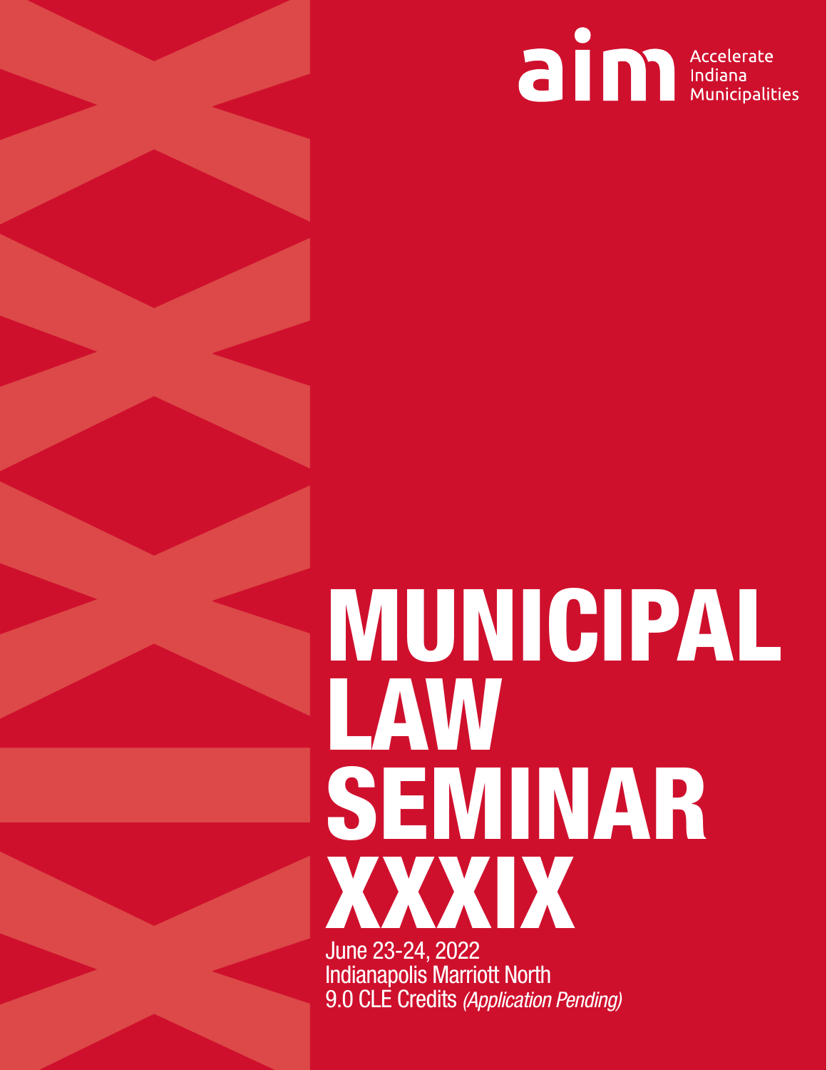aim Accelerate Indiana Municipalities

# MUNICIPAL LAW SEMINAR XXXIX

June 23-24, 2022
Indianapolis Marriott North
9.0 CLE Credits *(Application Pending)*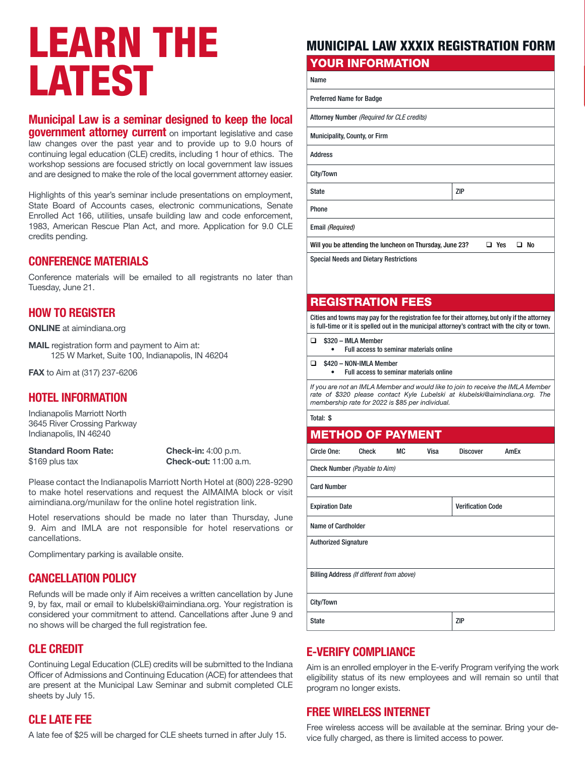# LEARN THE LATEST

**Municipal Law is a seminar designed to keep the local government attorney current** on important legislative and case law changes over the past year and to provide up to 9.0 hours of continuing legal education (CLE) credits, including 1 hour of ethics. The workshop sessions are focused strictly on local government law issues and are designed to make the role of the local government attorney easier.

Highlights of this year's seminar include presentations on employment, State Board of Accounts cases, electronic communications, Senate Enrolled Act 166, utilities, unsafe building law and code enforcement, 1983, American Rescue Plan Act, and more. Application for 9.0 CLE credits pending.

## CONFERENCE MATERIALS

Conference materials will be emailed to all registrants no later than Tuesday, June 21.

## HOW TO REGISTER

**ONLINE** at aimindiana.org

**MAIL** registration form and payment to Aim at:
125 W Market, Suite 100, Indianapolis, IN 46204

**FAX** to Aim at (317) 237-6206

## HOTEL INFORMATION

Indianapolis Marriott North
3645 River Crossing Parkway
Indianapolis, IN 46240

**Standard Room Rate:**
$169 plus tax

**Check-in:** 4:00 p.m.
**Check-out:** 11:00 a.m.

Please contact the Indianapolis Marriott North Hotel at (800) 228-9290 to make hotel reservations and request the AIMAIMA block or visit aimindiana.org/munilaw for the online hotel registration link.

Hotel reservations should be made no later than Thursday, June 9. Aim and IMLA are not responsible for hotel reservations or cancellations.

Complimentary parking is available onsite.

## CANCELLATION POLICY

Refunds will be made only if Aim receives a written cancellation by June 9, by fax, mail or email to klubelski@aimindiana.org. Your registration is considered your commitment to attend. Cancellations after June 9 and no shows will be charged the full registration fee.

## CLE CREDIT

Continuing Legal Education (CLE) credits will be submitted to the Indiana Officer of Admissions and Continuing Education (ACE) for attendees that are present at the Municipal Law Seminar and submit completed CLE sheets by July 15.

## CLE LATE FEE

A late fee of $25 will be charged for CLE sheets turned in after July 15.

# MUNICIPAL LAW XXXIX REGISTRATION FORM

## YOUR INFORMATION

Name

Preferred Name for Badge

Attorney Number *(Required for CLE credits)*

Municipality, County, or Firm

Address

City/Town

State | ZIP

Phone

Email *(Required)*

Will you be attending the luncheon on Thursday, June 23? ❑ Yes ❑ No

Special Needs and Dietary Restrictions

## REGISTRATION FEES

Cities and towns may pay for the registration fee for their attorney, but only if the attorney is full-time or it is spelled out in the municipal attorney's contract with the city or town.

❑ $320 – IMLA Member
- Full access to seminar materials online

❑ $420 – NON-IMLA Member
- Full access to seminar materials online

*If you are not an IMLA Member and would like to join to receive the IMLA Member rate of $320 please contact Kyle Lubelski at klubelski@aimindiana.org. The membership rate for 2022 is $85 per individual.*

Total: $

## METHOD OF PAYMENT

Circle One: Check MC Visa Discover AmEx

Check Number *(Payable to Aim)*

Card Number

Expiration Date | Verification Code

Name of Cardholder

Authorized Signature

Billing Address *(If different from above)*

City/Town

State | ZIP

## E-VERIFY COMPLIANCE

Aim is an enrolled employer in the E-verify Program verifying the work eligibility status of its new employees and will remain so until that program no longer exists.

## FREE WIRELESS INTERNET

Free wireless access will be available at the seminar. Bring your device fully charged, as there is limited access to power.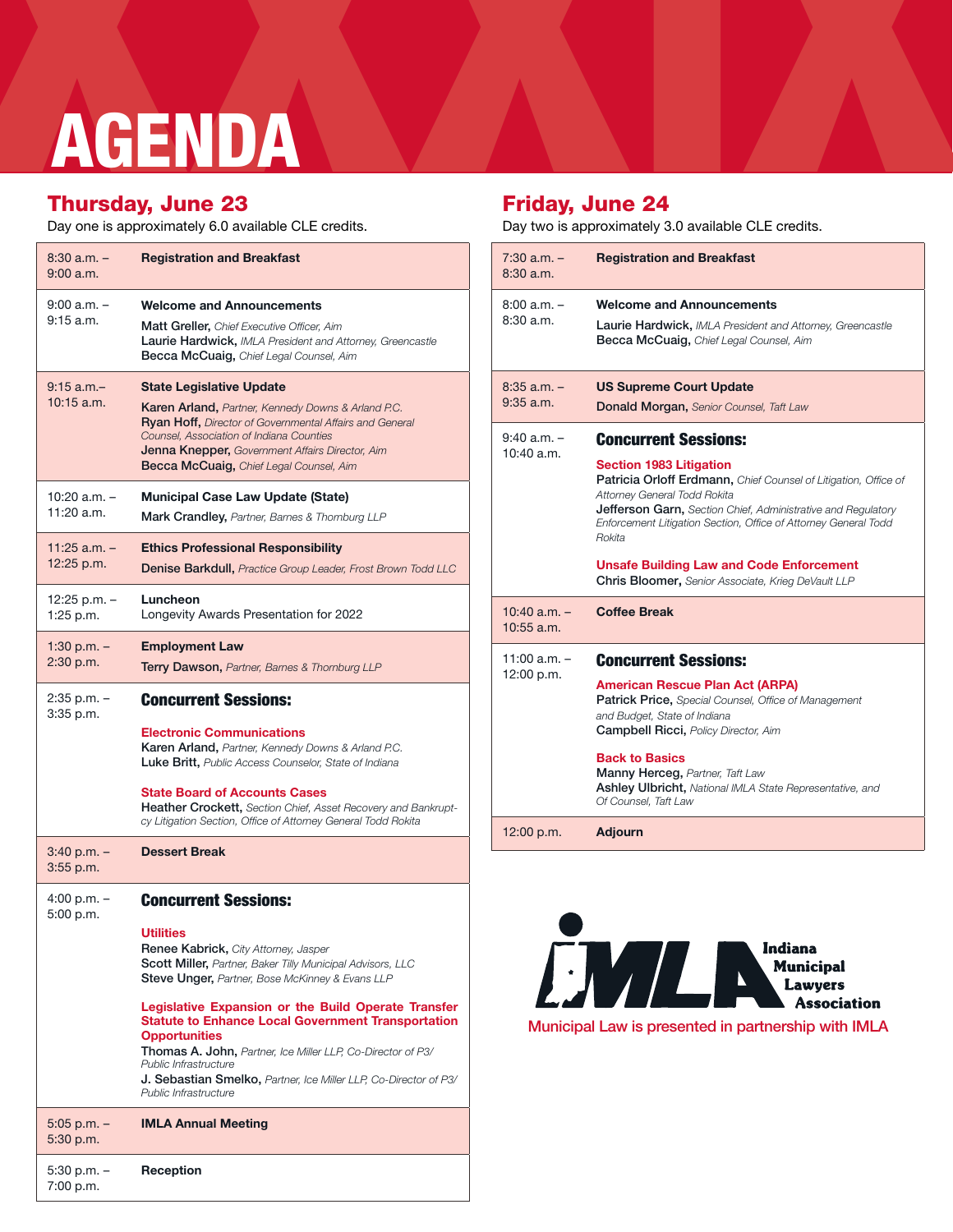# AGENDA

## Thursday, June 23

Day one is approximately 6.0 available CLE credits.

| Time | Session |
|---|---|
| 8:30 a.m. – 9:00 a.m. | **Registration and Breakfast** |
| 9:00 a.m. – 9:15 a.m. | **Welcome and Announcements**<br>**Matt Greller,** *Chief Executive Officer, Aim*<br>**Laurie Hardwick,** *IMLA President and Attorney, Greencastle*<br>**Becca McCuaig,** *Chief Legal Counsel, Aim* |
| 9:15 a.m.– 10:15 a.m. | **State Legislative Update**<br>**Karen Arland,** *Partner, Kennedy Downs & Arland P.C.*<br>**Ryan Hoff,** *Director of Governmental Affairs and General Counsel, Association of Indiana Counties*<br>**Jenna Knepper,** *Government Affairs Director, Aim*<br>**Becca McCuaig,** *Chief Legal Counsel, Aim* |
| 10:20 a.m. – 11:20 a.m. | **Municipal Case Law Update (State)**<br>**Mark Crandley,** *Partner, Barnes & Thornburg LLP* |
| 11:25 a.m. – 12:25 p.m. | **Ethics Professional Responsibility**<br>**Denise Barkdull,** *Practice Group Leader, Frost Brown Todd LLC* |
| 12:25 p.m. – 1:25 p.m. | **Luncheon**<br>Longevity Awards Presentation for 2022 |
| 1:30 p.m. – 2:30 p.m. | **Employment Law**<br>**Terry Dawson,** *Partner, Barnes & Thornburg LLP* |
| 2:35 p.m. – 3:35 p.m. | **Concurrent Sessions:**<br>**Electronic Communications**<br>**Karen Arland,** *Partner, Kennedy Downs & Arland P.C.*<br>**Luke Britt,** *Public Access Counselor, State of Indiana*<br>**State Board of Accounts Cases**<br>**Heather Crockett,** *Section Chief, Asset Recovery and Bankruptcy Litigation Section, Office of Attorney General Todd Rokita* |
| 3:40 p.m. – 3:55 p.m. | **Dessert Break** |
| 4:00 p.m. – 5:00 p.m. | **Concurrent Sessions:**<br>**Utilities**<br>**Renee Kabrick,** *City Attorney, Jasper*<br>**Scott Miller,** *Partner, Baker Tilly Municipal Advisors, LLC*<br>**Steve Unger,** *Partner, Bose McKinney & Evans LLP*<br>**Legislative Expansion or the Build Operate Transfer Statute to Enhance Local Government Transportation Opportunities**<br>**Thomas A. John,** *Partner, Ice Miller LLP, Co-Director of P3/Public Infrastructure*<br>**J. Sebastian Smelko,** *Partner, Ice Miller LLP, Co-Director of P3/Public Infrastructure* |
| 5:05 p.m. – 5:30 p.m. | **IMLA Annual Meeting** |
| 5:30 p.m. – 7:00 p.m. | **Reception** |

## Friday, June 24

Day two is approximately 3.0 available CLE credits.

| Time | Session |
|---|---|
| 7:30 a.m. – 8:30 a.m. | **Registration and Breakfast** |
| 8:00 a.m. – 8:30 a.m. | **Welcome and Announcements**<br>**Laurie Hardwick,** *IMLA President and Attorney, Greencastle*<br>**Becca McCuaig,** *Chief Legal Counsel, Aim* |
| 8:35 a.m. – 9:35 a.m. | **US Supreme Court Update**<br>**Donald Morgan,** *Senior Counsel, Taft Law* |
| 9:40 a.m. – 10:40 a.m. | **Concurrent Sessions:**<br>**Section 1983 Litigation**<br>**Patricia Orloff Erdmann,** *Chief Counsel of Litigation, Office of Attorney General Todd Rokita*<br>**Jefferson Garn,** *Section Chief, Administrative and Regulatory Enforcement Litigation Section, Office of Attorney General Todd Rokita*<br>**Unsafe Building Law and Code Enforcement**<br>**Chris Bloomer,** *Senior Associate, Krieg DeVault LLP* |
| 10:40 a.m. – 10:55 a.m. | **Coffee Break** |
| 11:00 a.m. – 12:00 p.m. | **Concurrent Sessions:**<br>**American Rescue Plan Act (ARPA)**<br>**Patrick Price,** *Special Counsel, Office of Management and Budget, State of Indiana*<br>**Campbell Ricci,** *Policy Director, Aim*<br>**Back to Basics**<br>**Manny Herceg,** *Partner, Taft Law*<br>**Ashley Ulbricht,** *National IMLA State Representative, and Of Counsel, Taft Law* |
| 12:00 p.m. | **Adjourn** |

IMLA Indiana Municipal Lawyers Association

Municipal Law is presented in partnership with IMLA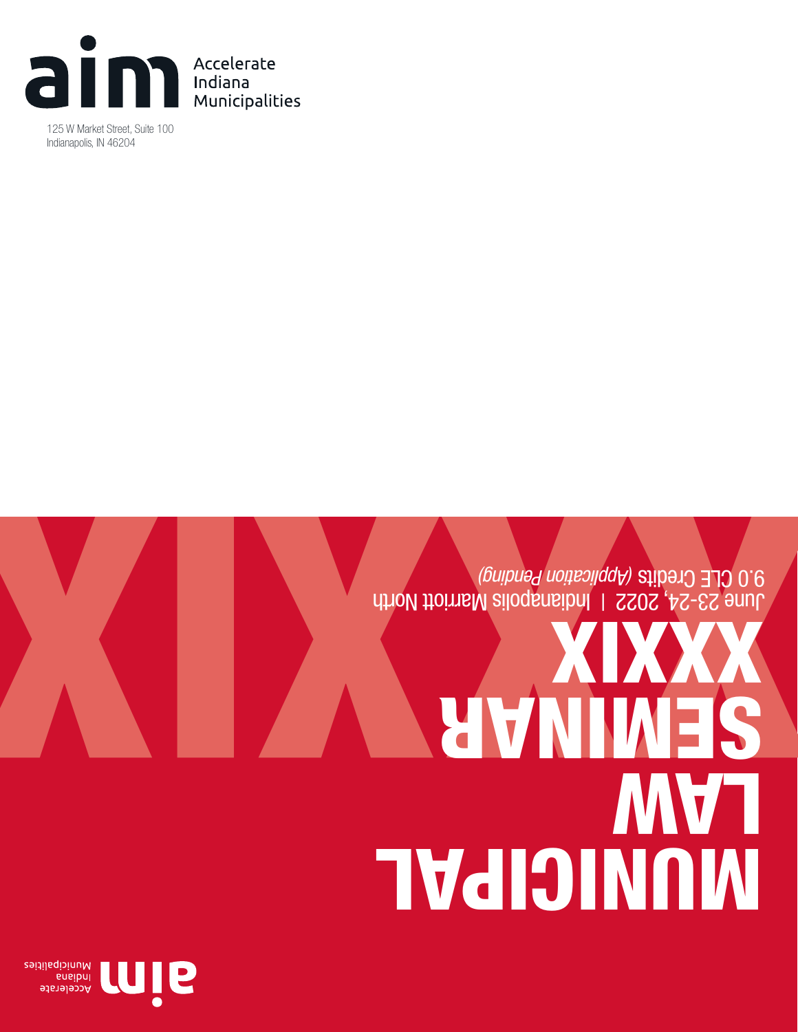aim Accelerate Indiana Municipalities

125 W Market Street, Suite 100
Indianapolis, IN 46204

# MUNICIPAL LAW SEMINAR XXXIX

June 23-24, 2022 | Indianapolis Marriott North

9.0 CLE Credits *(Application Pending)*

aim Accelerate Indiana Municipalities